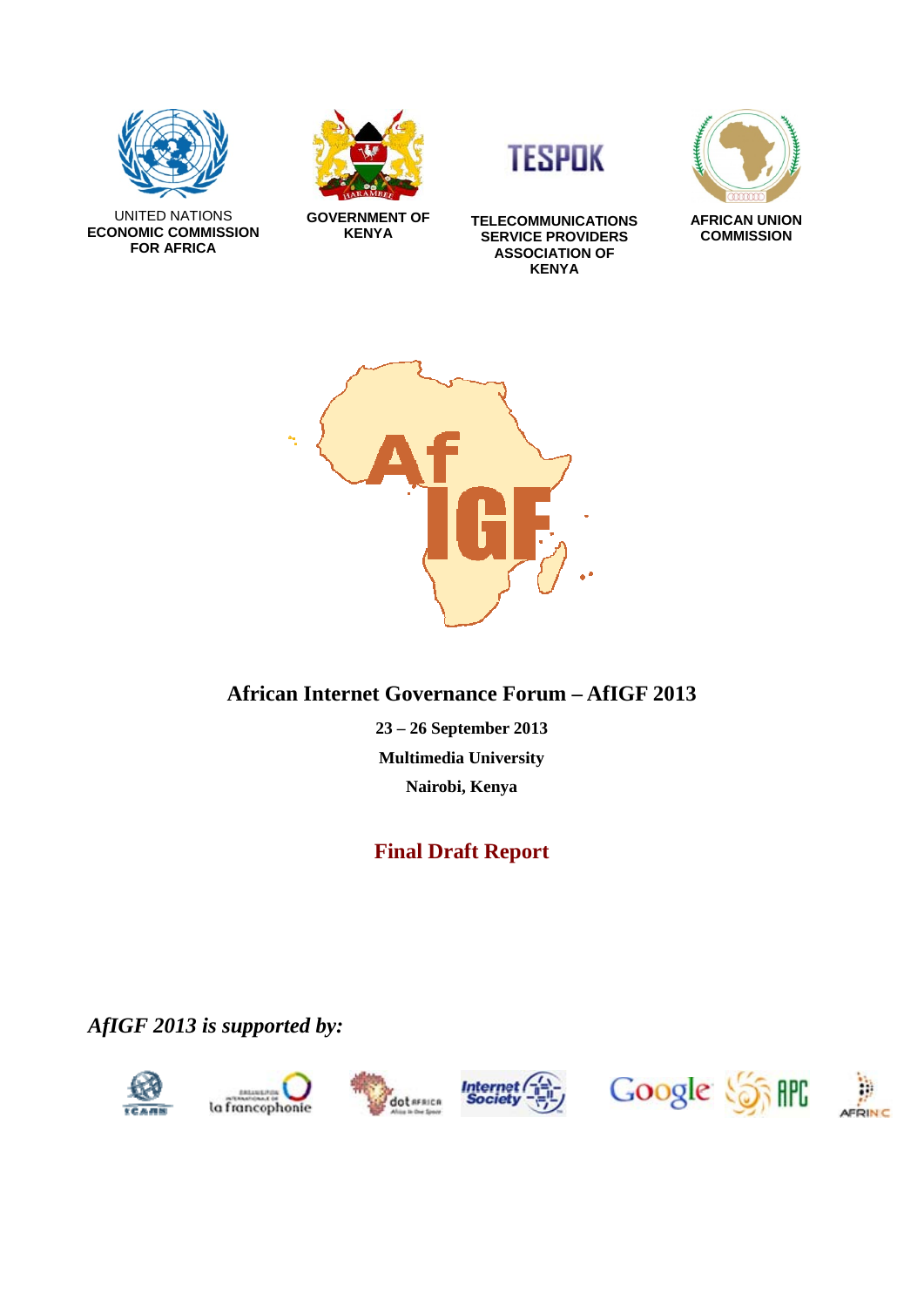UNITED NATIONS
**ECONOMIC COMMISSION FOR AFRICA**

**GOVERNMENT OF KENYA**

**TELECOMMUNICATIONS SERVICE PROVIDERS ASSOCIATION OF KENYA**

**AFRICAN UNION COMMISSION**

# African Internet Governance Forum – AfIGF 2013

**23 – 26 September 2013**

**Multimedia University**

**Nairobi, Kenya**

## Final Draft Report

***AfIGF 2013 is supported by:***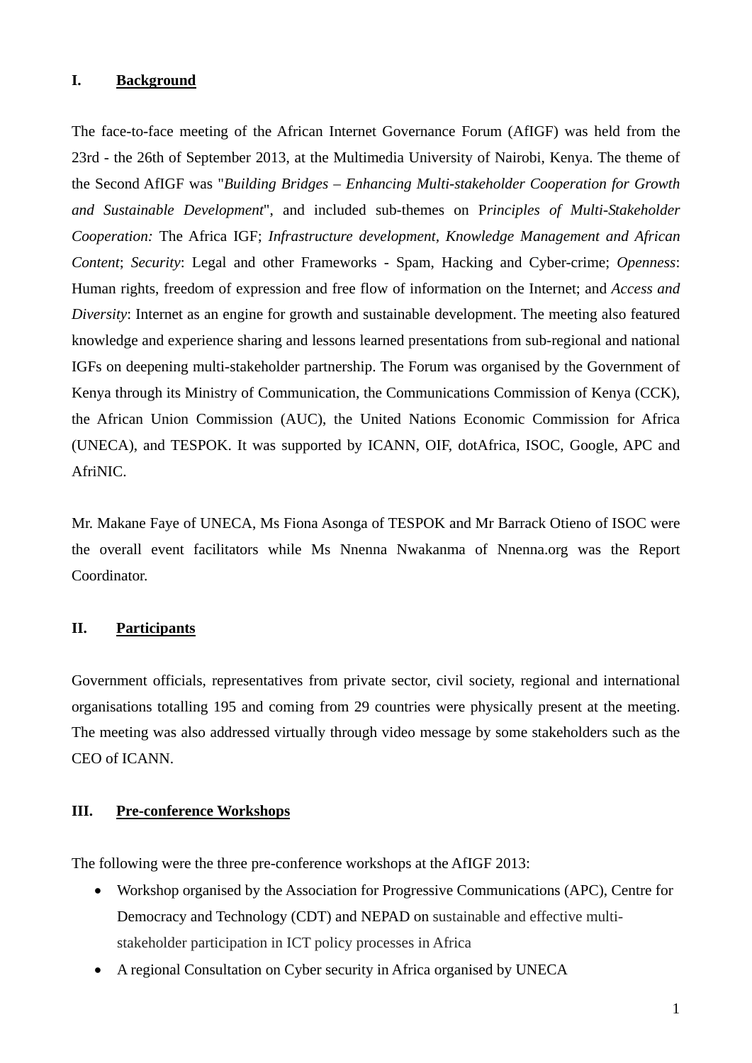## I. Background

The face-to-face meeting of the African Internet Governance Forum (AfIGF) was held from the 23rd - the 26th of September 2013, at the Multimedia University of Nairobi, Kenya. The theme of the Second AfIGF was "*Building Bridges – Enhancing Multi-stakeholder Cooperation for Growth and Sustainable Development*", and included sub-themes on P*rinciples of Multi-Stakeholder Cooperation:* The Africa IGF; *Infrastructure development, Knowledge Management and African Content*; *Security*: Legal and other Frameworks - Spam, Hacking and Cyber-crime; *Openness*: Human rights, freedom of expression and free flow of information on the Internet; and *Access and Diversity*: Internet as an engine for growth and sustainable development. The meeting also featured knowledge and experience sharing and lessons learned presentations from sub-regional and national IGFs on deepening multi-stakeholder partnership. The Forum was organised by the Government of Kenya through its Ministry of Communication, the Communications Commission of Kenya (CCK), the African Union Commission (AUC), the United Nations Economic Commission for Africa (UNECA), and TESPOK. It was supported by ICANN, OIF, dotAfrica, ISOC, Google, APC and AfriNIC.

Mr. Makane Faye of UNECA, Ms Fiona Asonga of TESPOK and Mr Barrack Otieno of ISOC were the overall event facilitators while Ms Nnenna Nwakanma of Nnenna.org was the Report Coordinator.

## II. Participants

Government officials, representatives from private sector, civil society, regional and international organisations totalling 195 and coming from 29 countries were physically present at the meeting. The meeting was also addressed virtually through video message by some stakeholders such as the CEO of ICANN.

## III. Pre-conference Workshops

The following were the three pre-conference workshops at the AfIGF 2013:

- Workshop organised by the Association for Progressive Communications (APC), Centre for Democracy and Technology (CDT) and NEPAD on sustainable and effective multi-stakeholder participation in ICT policy processes in Africa
- A regional Consultation on Cyber security in Africa organised by UNECA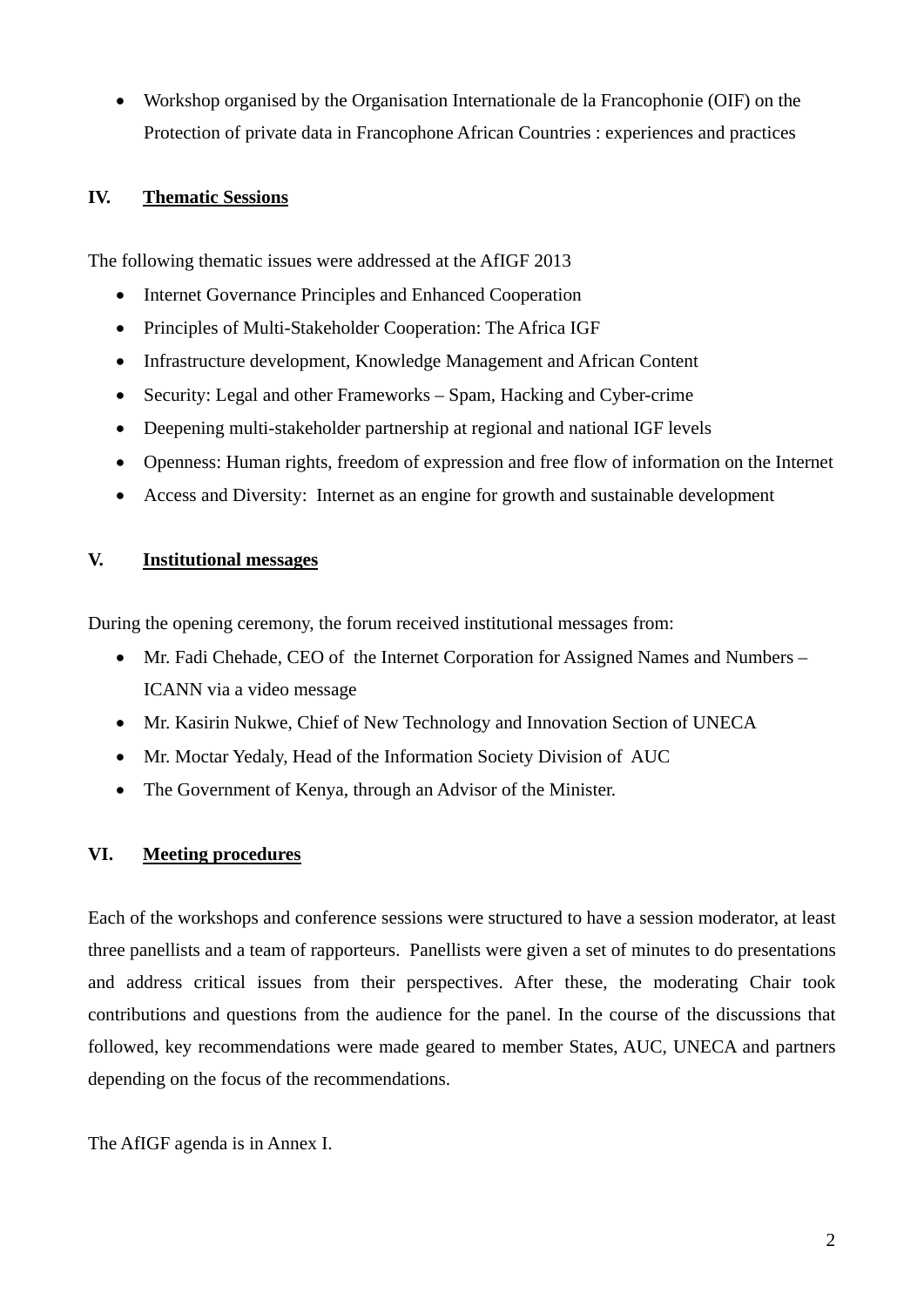- Workshop organised by the Organisation Internationale de la Francophonie (OIF) on the Protection of private data in Francophone African Countries : experiences and practices

## IV. Thematic Sessions

The following thematic issues were addressed at the AfIGF 2013

- Internet Governance Principles and Enhanced Cooperation
- Principles of Multi-Stakeholder Cooperation: The Africa IGF
- Infrastructure development, Knowledge Management and African Content
- Security: Legal and other Frameworks – Spam, Hacking and Cyber-crime
- Deepening multi-stakeholder partnership at regional and national IGF levels
- Openness: Human rights, freedom of expression and free flow of information on the Internet
- Access and Diversity: Internet as an engine for growth and sustainable development

## V. Institutional messages

During the opening ceremony, the forum received institutional messages from:

- Mr. Fadi Chehade, CEO of the Internet Corporation for Assigned Names and Numbers – ICANN via a video message
- Mr. Kasirin Nukwe, Chief of New Technology and Innovation Section of UNECA
- Mr. Moctar Yedaly, Head of the Information Society Division of AUC
- The Government of Kenya, through an Advisor of the Minister.

## VI. Meeting procedures

Each of the workshops and conference sessions were structured to have a session moderator, at least three panellists and a team of rapporteurs. Panellists were given a set of minutes to do presentations and address critical issues from their perspectives. After these, the moderating Chair took contributions and questions from the audience for the panel. In the course of the discussions that followed, key recommendations were made geared to member States, AUC, UNECA and partners depending on the focus of the recommendations.

The AfIGF agenda is in Annex I.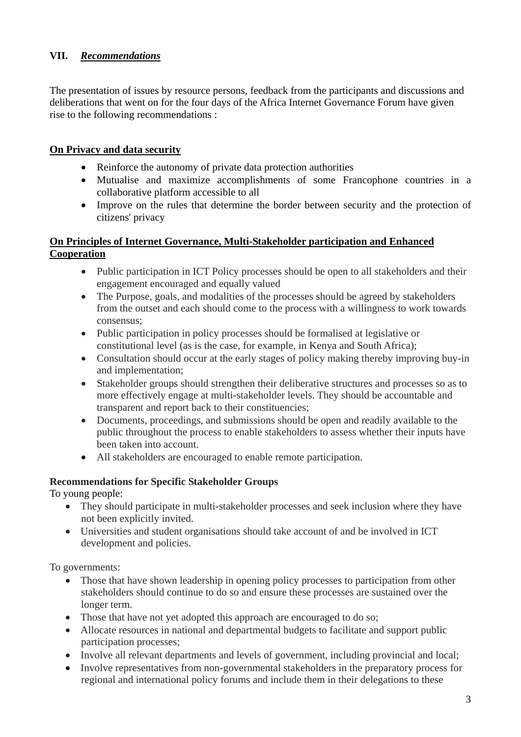## VII. ***Recommendations***

The presentation of issues by resource persons, feedback from the participants and discussions and deliberations that went on for the four days of the Africa Internet Governance Forum have given rise to the following recommendations :

**On Privacy and data security**

- Reinforce the autonomy of private data protection authorities
- Mutualise and maximize accomplishments of some Francophone countries in a collaborative platform accessible to all
- Improve on the rules that determine the border between security and the protection of citizens' privacy

**On Principles of Internet Governance, Multi-Stakeholder participation and Enhanced Cooperation**

- Public participation in ICT Policy processes should be open to all stakeholders and their engagement encouraged and equally valued
- The Purpose, goals, and modalities of the processes should be agreed by stakeholders from the outset and each should come to the process with a willingness to work towards consensus;
- Public participation in policy processes should be formalised at legislative or constitutional level (as is the case, for example, in Kenya and South Africa);
- Consultation should occur at the early stages of policy making thereby improving buy-in and implementation;
- Stakeholder groups should strengthen their deliberative structures and processes so as to more effectively engage at multi-stakeholder levels. They should be accountable and transparent and report back to their constituencies;
- Documents, proceedings, and submissions should be open and readily available to the public throughout the process to enable stakeholders to assess whether their inputs have been taken into account.
- All stakeholders are encouraged to enable remote participation.

**Recommendations for Specific Stakeholder Groups**

To young people:

- They should participate in multi-stakeholder processes and seek inclusion where they have not been explicitly invited.
- Universities and student organisations should take account of and be involved in ICT development and policies.

To governments:

- Those that have shown leadership in opening policy processes to participation from other stakeholders should continue to do so and ensure these processes are sustained over the longer term.
- Those that have not yet adopted this approach are encouraged to do so;
- Allocate resources in national and departmental budgets to facilitate and support public participation processes;
- Involve all relevant departments and levels of government, including provincial and local;
- Involve representatives from non-governmental stakeholders in the preparatory process for regional and international policy forums and include them in their delegations to these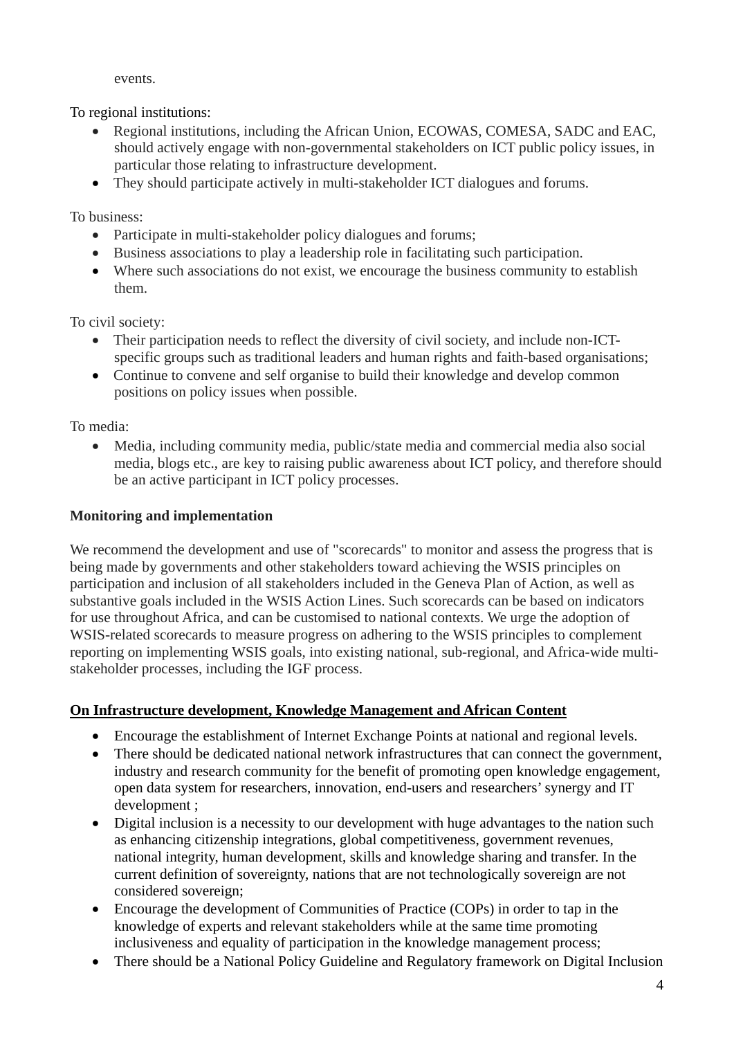events.

To regional institutions:

- Regional institutions, including the African Union, ECOWAS, COMESA, SADC and EAC, should actively engage with non-governmental stakeholders on ICT public policy issues, in particular those relating to infrastructure development.
- They should participate actively in multi-stakeholder ICT dialogues and forums.

To business:

- Participate in multi-stakeholder policy dialogues and forums;
- Business associations to play a leadership role in facilitating such participation.
- Where such associations do not exist, we encourage the business community to establish them.

To civil society:

- Their participation needs to reflect the diversity of civil society, and include non-ICT-specific groups such as traditional leaders and human rights and faith-based organisations;
- Continue to convene and self organise to build their knowledge and develop common positions on policy issues when possible.

To media:

- Media, including community media, public/state media and commercial media also social media, blogs etc., are key to raising public awareness about ICT policy, and therefore should be an active participant in ICT policy processes.

**Monitoring and implementation**

We recommend the development and use of "scorecards" to monitor and assess the progress that is being made by governments and other stakeholders toward achieving the WSIS principles on participation and inclusion of all stakeholders included in the Geneva Plan of Action, as well as substantive goals included in the WSIS Action Lines. Such scorecards can be based on indicators for use throughout Africa, and can be customised to national contexts. We urge the adoption of WSIS-related scorecards to measure progress on adhering to the WSIS principles to complement reporting on implementing WSIS goals, into existing national, sub-regional, and Africa-wide multi-stakeholder processes, including the IGF process.

**On Infrastructure development, Knowledge Management and African Content**

- Encourage the establishment of Internet Exchange Points at national and regional levels.
- There should be dedicated national network infrastructures that can connect the government, industry and research community for the benefit of promoting open knowledge engagement, open data system for researchers, innovation, end-users and researchers' synergy and IT development ;
- Digital inclusion is a necessity to our development with huge advantages to the nation such as enhancing citizenship integrations, global competitiveness, government revenues, national integrity, human development, skills and knowledge sharing and transfer. In the current definition of sovereignty, nations that are not technologically sovereign are not considered sovereign;
- Encourage the development of Communities of Practice (COPs) in order to tap in the knowledge of experts and relevant stakeholders while at the same time promoting inclusiveness and equality of participation in the knowledge management process;
- There should be a National Policy Guideline and Regulatory framework on Digital Inclusion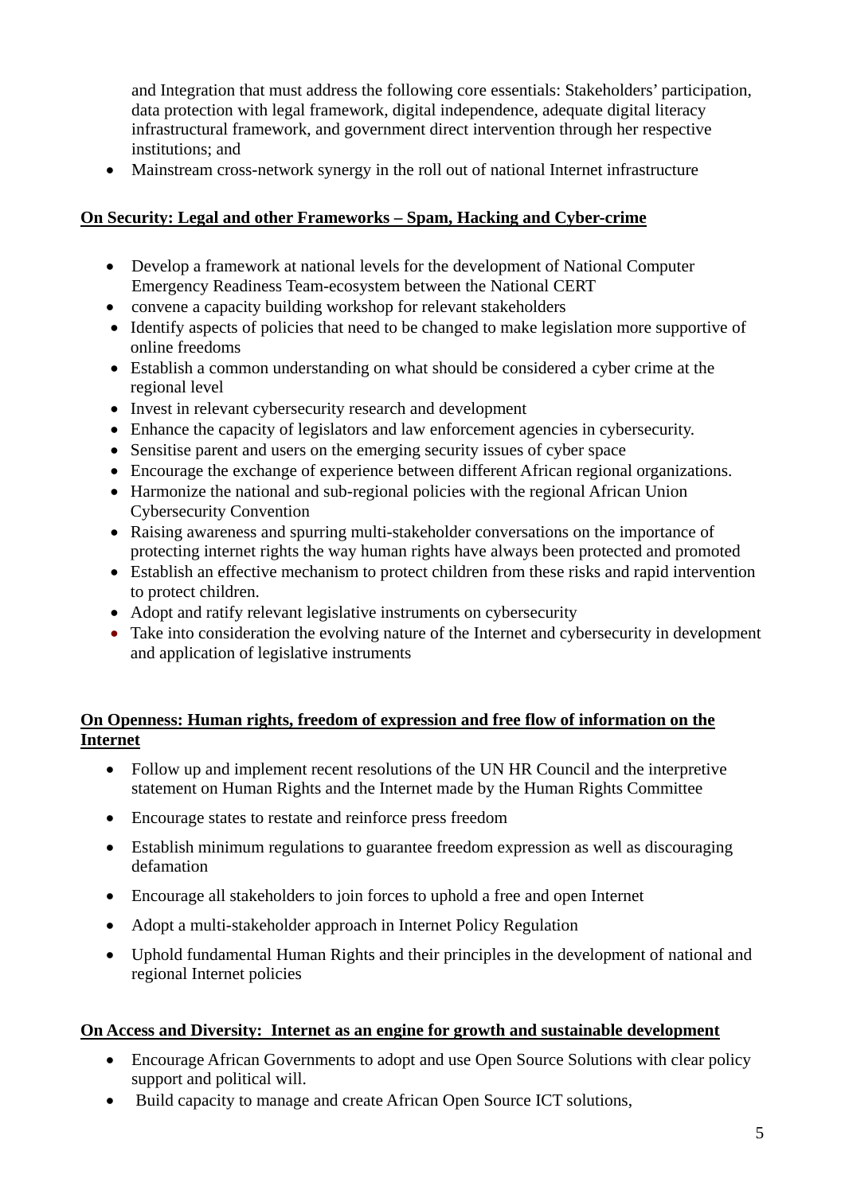and Integration that must address the following core essentials: Stakeholders' participation, data protection with legal framework, digital independence, adequate digital literacy infrastructural framework, and government direct intervention through her respective institutions; and

- Mainstream cross-network synergy in the roll out of national Internet infrastructure

**On Security: Legal and other Frameworks – Spam, Hacking and Cyber-crime**

- Develop a framework at national levels for the development of National Computer Emergency Readiness Team-ecosystem between the National CERT
- convene a capacity building workshop for relevant stakeholders
- Identify aspects of policies that need to be changed to make legislation more supportive of online freedoms
- Establish a common understanding on what should be considered a cyber crime at the regional level
- Invest in relevant cybersecurity research and development
- Enhance the capacity of legislators and law enforcement agencies in cybersecurity.
- Sensitise parent and users on the emerging security issues of cyber space
- Encourage the exchange of experience between different African regional organizations.
- Harmonize the national and sub-regional policies with the regional African Union Cybersecurity Convention
- Raising awareness and spurring multi-stakeholder conversations on the importance of protecting internet rights the way human rights have always been protected and promoted
- Establish an effective mechanism to protect children from these risks and rapid intervention to protect children.
- Adopt and ratify relevant legislative instruments on cybersecurity
- Take into consideration the evolving nature of the Internet and cybersecurity in development and application of legislative instruments

**On Openness: Human rights, freedom of expression and free flow of information on the Internet**

- Follow up and implement recent resolutions of the UN HR Council and the interpretive statement on Human Rights and the Internet made by the Human Rights Committee
- Encourage states to restate and reinforce press freedom
- Establish minimum regulations to guarantee freedom expression as well as discouraging defamation
- Encourage all stakeholders to join forces to uphold a free and open Internet
- Adopt a multi-stakeholder approach in Internet Policy Regulation
- Uphold fundamental Human Rights and their principles in the development of national and regional Internet policies

**On Access and Diversity: Internet as an engine for growth and sustainable development**

- Encourage African Governments to adopt and use Open Source Solutions with clear policy support and political will.
- Build capacity to manage and create African Open Source ICT solutions,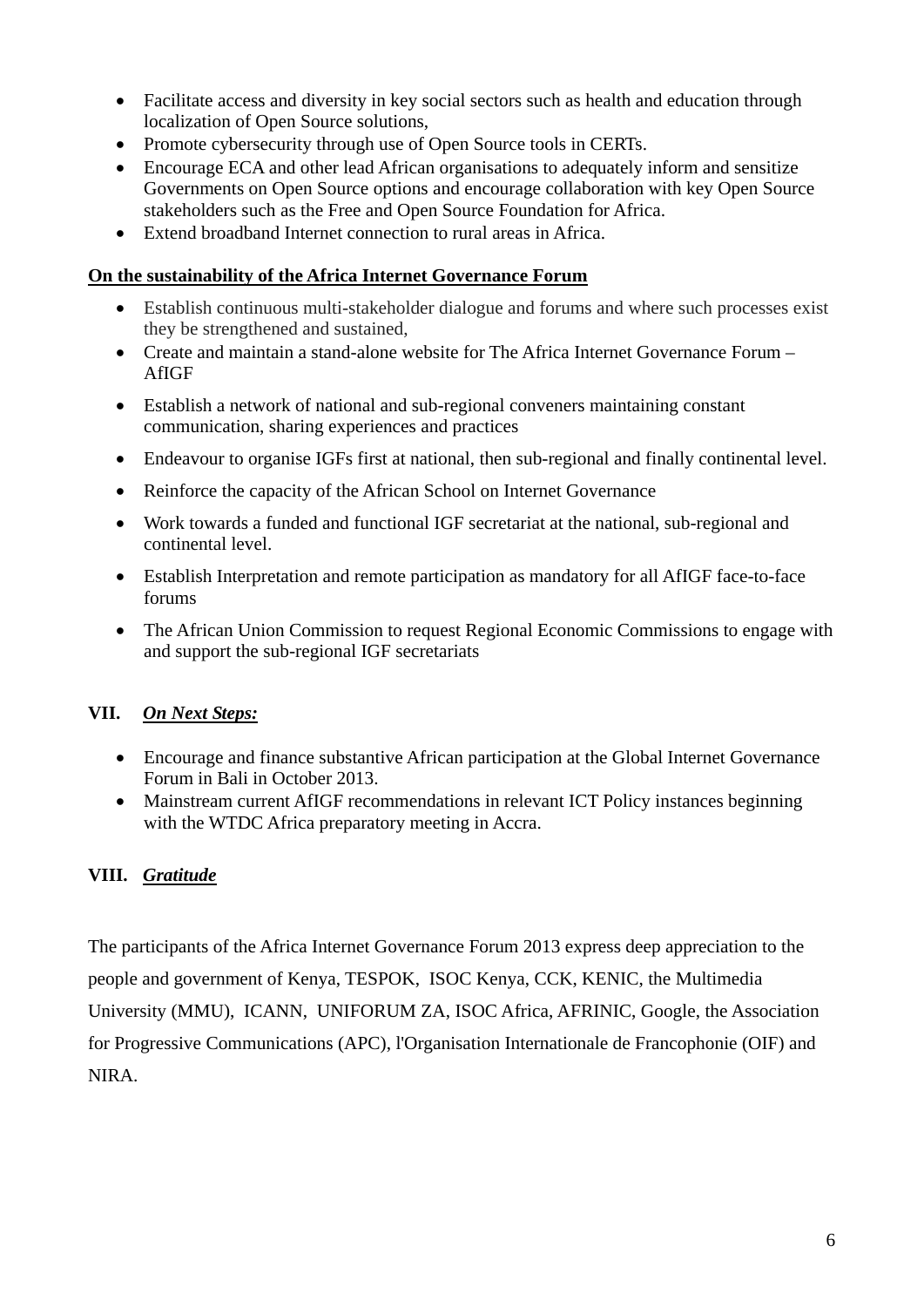- Facilitate access and diversity in key social sectors such as health and education through localization of Open Source solutions,
- Promote cybersecurity through use of Open Source tools in CERTs.
- Encourage ECA and other lead African organisations to adequately inform and sensitize Governments on Open Source options and encourage collaboration with key Open Source stakeholders such as the Free and Open Source Foundation for Africa.
- Extend broadband Internet connection to rural areas in Africa.

**On the sustainability of the Africa Internet Governance Forum**

- Establish continuous multi-stakeholder dialogue and forums and where such processes exist they be strengthened and sustained,
- Create and maintain a stand-alone website for The Africa Internet Governance Forum – AfIGF
- Establish a network of national and sub-regional conveners maintaining constant communication, sharing experiences and practices
- Endeavour to organise IGFs first at national, then sub-regional and finally continental level.
- Reinforce the capacity of the African School on Internet Governance
- Work towards a funded and functional IGF secretariat at the national, sub-regional and continental level.
- Establish Interpretation and remote participation as mandatory for all AfIGF face-to-face forums
- The African Union Commission to request Regional Economic Commissions to engage with and support the sub-regional IGF secretariats

## VII. *On Next Steps:*

- Encourage and finance substantive African participation at the Global Internet Governance Forum in Bali in October 2013.
- Mainstream current AfIGF recommendations in relevant ICT Policy instances beginning with the WTDC Africa preparatory meeting in Accra.

## VIII. *Gratitude*

The participants of the Africa Internet Governance Forum 2013 express deep appreciation to the people and government of Kenya, TESPOK, ISOC Kenya, CCK, KENIC, the Multimedia University (MMU), ICANN, UNIFORUM ZA, ISOC Africa, AFRINIC, Google, the Association for Progressive Communications (APC), l'Organisation Internationale de Francophonie (OIF) and NIRA.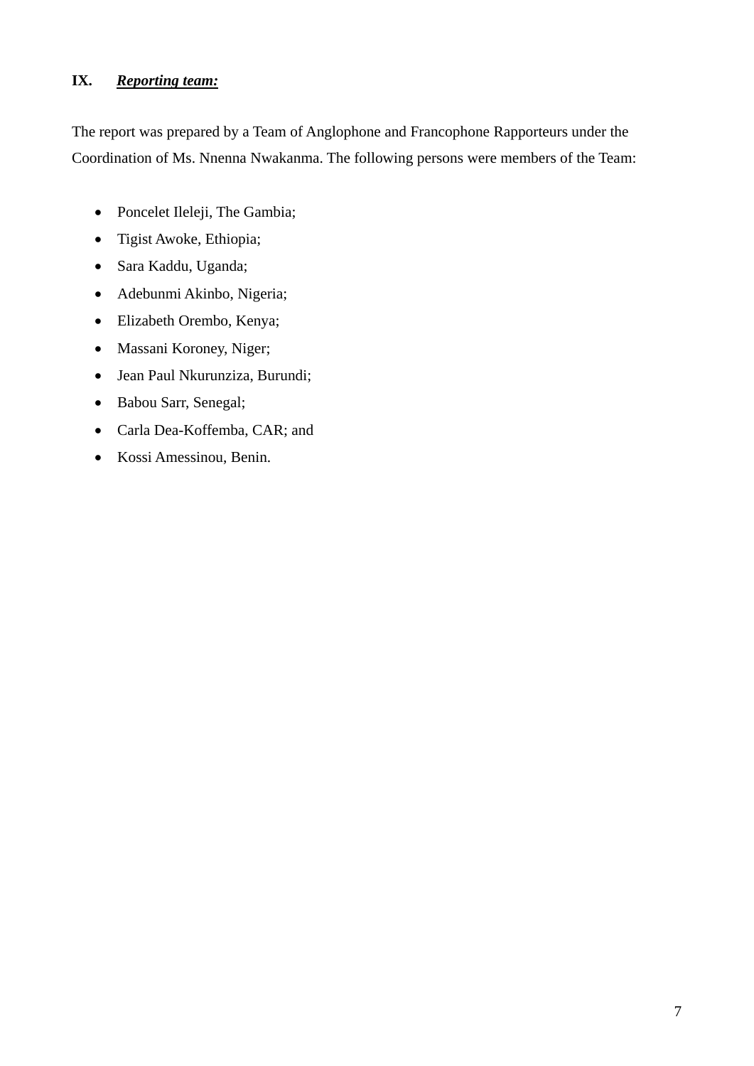## IX. ***Reporting team:***

The report was prepared by a Team of Anglophone and Francophone Rapporteurs under the Coordination of Ms. Nnenna Nwakanma. The following persons were members of the Team:

- Poncelet Ileleji, The Gambia;
- Tigist Awoke, Ethiopia;
- Sara Kaddu, Uganda;
- Adebunmi Akinbo, Nigeria;
- Elizabeth Orembo, Kenya;
- Massani Koroney, Niger;
- Jean Paul Nkurunziza, Burundi;
- Babou Sarr, Senegal;
- Carla Dea-Koffemba, CAR; and
- Kossi Amessinou, Benin.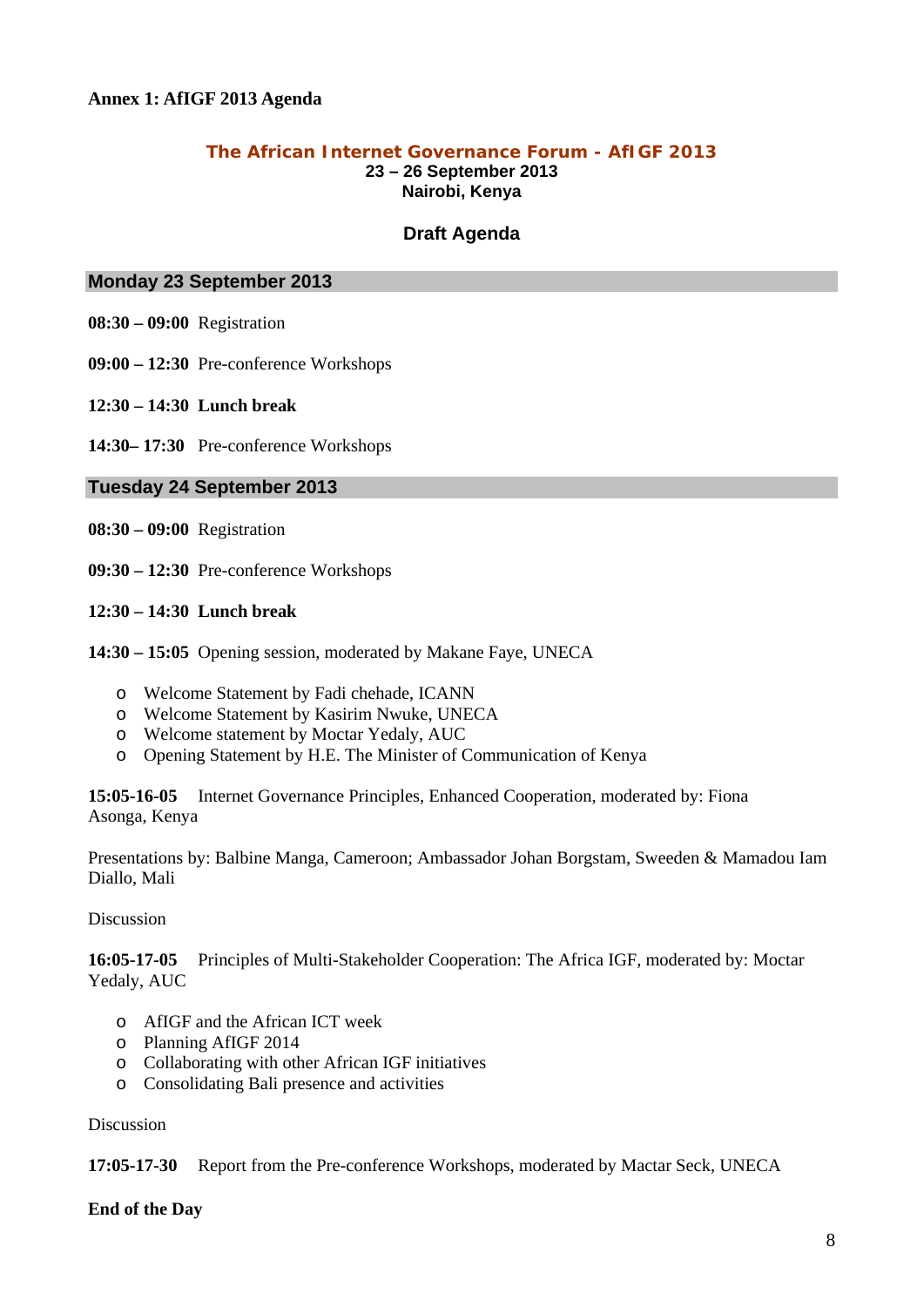**Annex 1: AfIGF 2013 Agenda**

## The African Internet Governance Forum - AfIGF 2013

**23 – 26 September 2013**
**Nairobi, Kenya**

### Draft Agenda

### Monday 23 September 2013

**08:30 – 09:00** Registration

**09:00 – 12:30** Pre-conference Workshops

**12:30 – 14:30 Lunch break**

**14:30– 17:30** Pre-conference Workshops

### Tuesday 24 September 2013

**08:30 – 09:00** Registration

**09:30 – 12:30** Pre-conference Workshops

**12:30 – 14:30 Lunch break**

**14:30 – 15:05** Opening session, moderated by Makane Faye, UNECA

- Welcome Statement by Fadi chehade, ICANN
- Welcome Statement by Kasirim Nwuke, UNECA
- Welcome statement by Moctar Yedaly, AUC
- Opening Statement by H.E. The Minister of Communication of Kenya

**15:05-16-05** Internet Governance Principles, Enhanced Cooperation, moderated by: Fiona Asonga, Kenya

Presentations by: Balbine Manga, Cameroon; Ambassador Johan Borgstam, Sweeden & Mamadou Iam Diallo, Mali

Discussion

**16:05-17-05** Principles of Multi-Stakeholder Cooperation: The Africa IGF, moderated by: Moctar Yedaly, AUC

- AfIGF and the African ICT week
- Planning AfIGF 2014
- Collaborating with other African IGF initiatives
- Consolidating Bali presence and activities

Discussion

**17:05-17-30** Report from the Pre-conference Workshops, moderated by Mactar Seck, UNECA

**End of the Day**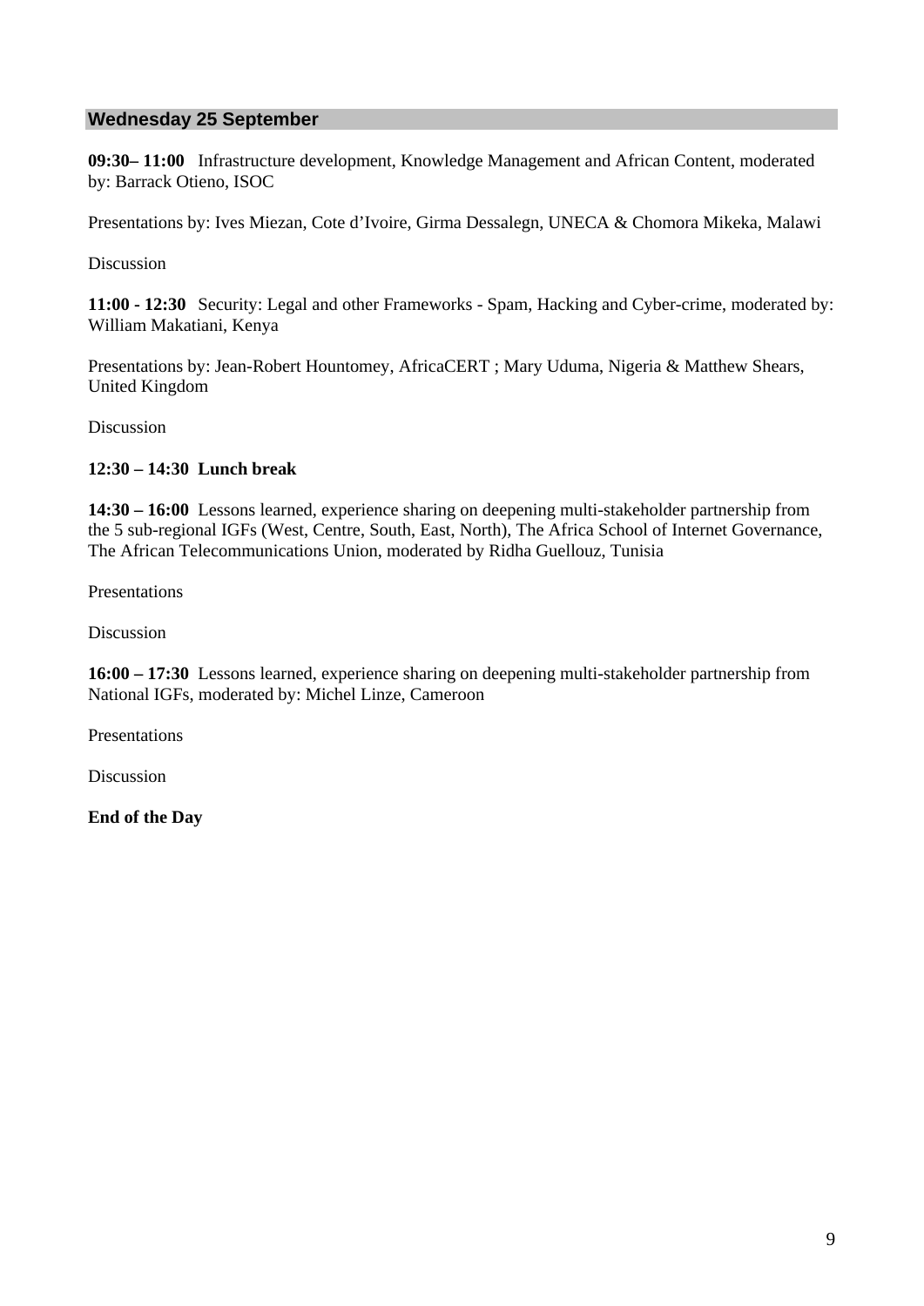## Wednesday 25 September

**09:30– 11:00** Infrastructure development, Knowledge Management and African Content, moderated by: Barrack Otieno, ISOC

Presentations by: Ives Miezan, Cote d'Ivoire, Girma Dessalegn, UNECA & Chomora Mikeka, Malawi

Discussion

**11:00 - 12:30** Security: Legal and other Frameworks - Spam, Hacking and Cyber-crime, moderated by: William Makatiani, Kenya

Presentations by: Jean-Robert Hountomey, AfricaCERT ; Mary Uduma, Nigeria & Matthew Shears, United Kingdom

Discussion

**12:30 – 14:30 Lunch break**

**14:30 – 16:00** Lessons learned, experience sharing on deepening multi-stakeholder partnership from the 5 sub-regional IGFs (West, Centre, South, East, North), The Africa School of Internet Governance, The African Telecommunications Union, moderated by Ridha Guellouz, Tunisia

Presentations

Discussion

**16:00 – 17:30** Lessons learned, experience sharing on deepening multi-stakeholder partnership from National IGFs, moderated by: Michel Linze, Cameroon

Presentations

Discussion

**End of the Day**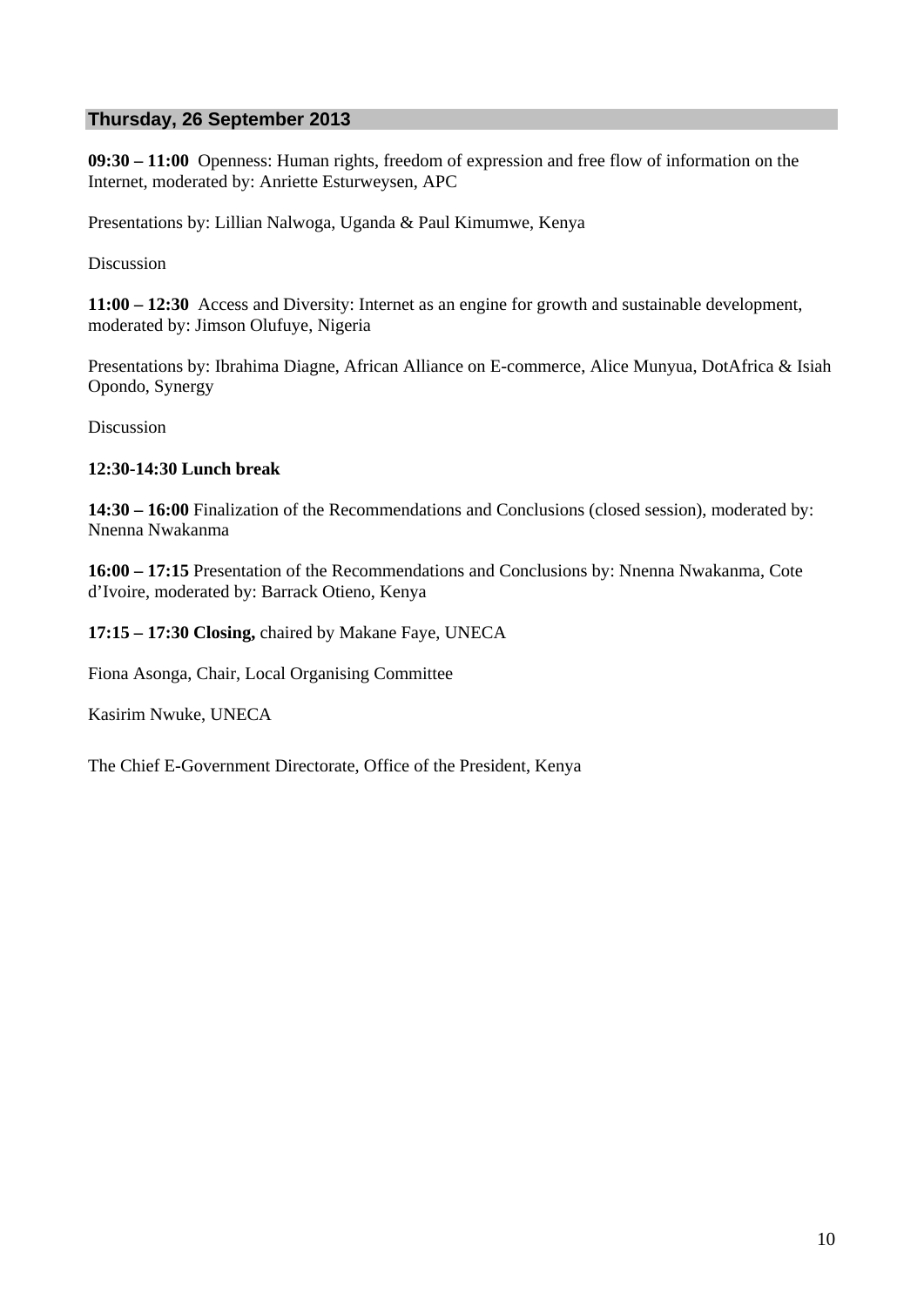## Thursday, 26 September 2013

**09:30 – 11:00** Openness: Human rights, freedom of expression and free flow of information on the Internet, moderated by: Anriette Esturweysen, APC

Presentations by: Lillian Nalwoga, Uganda & Paul Kimumwe, Kenya

Discussion

**11:00 – 12:30** Access and Diversity: Internet as an engine for growth and sustainable development, moderated by: Jimson Olufuye, Nigeria

Presentations by: Ibrahima Diagne, African Alliance on E-commerce, Alice Munyua, DotAfrica & Isiah Opondo, Synergy

Discussion

**12:30-14:30 Lunch break**

**14:30 – 16:00** Finalization of the Recommendations and Conclusions (closed session), moderated by: Nnenna Nwakanma

**16:00 – 17:15** Presentation of the Recommendations and Conclusions by: Nnenna Nwakanma, Cote d'Ivoire, moderated by: Barrack Otieno, Kenya

**17:15 – 17:30 Closing,** chaired by Makane Faye, UNECA

Fiona Asonga, Chair, Local Organising Committee

Kasirim Nwuke, UNECA

The Chief E-Government Directorate, Office of the President, Kenya